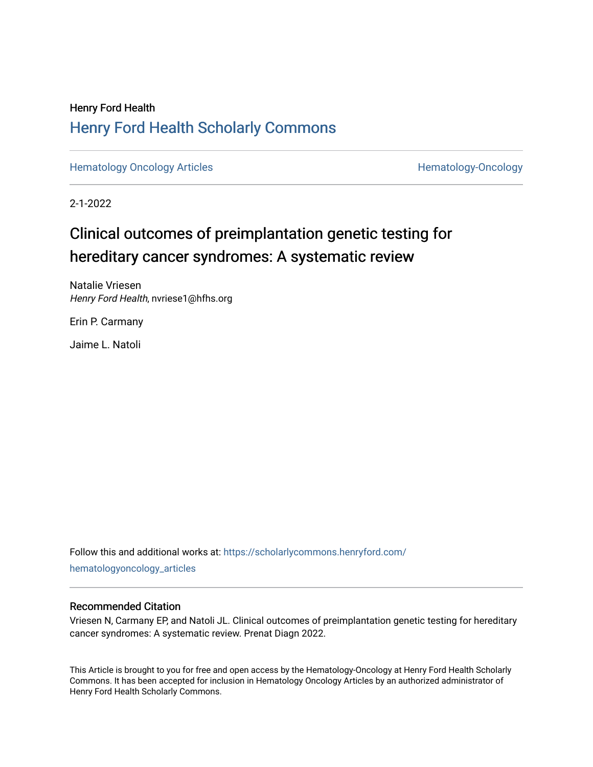Henry Ford Health

## Henry Ford Health Scholarly Commons

Hematology Oncology Articles | Hematology-Oncology

2-1-2022

# Clinical outcomes of preimplantation genetic testing for hereditary cancer syndromes: A systematic review

Natalie Vriesen
*Henry Ford Health*, nvriese1@hfhs.org

Erin P. Carmany

Jaime L. Natoli

Follow this and additional works at: https://scholarlycommons.henryford.com/hematologyoncology_articles

### Recommended Citation

Vriesen N, Carmany EP, and Natoli JL. Clinical outcomes of preimplantation genetic testing for hereditary cancer syndromes: A systematic review. Prenat Diagn 2022.

This Article is brought to you for free and open access by the Hematology-Oncology at Henry Ford Health Scholarly Commons. It has been accepted for inclusion in Hematology Oncology Articles by an authorized administrator of Henry Ford Health Scholarly Commons.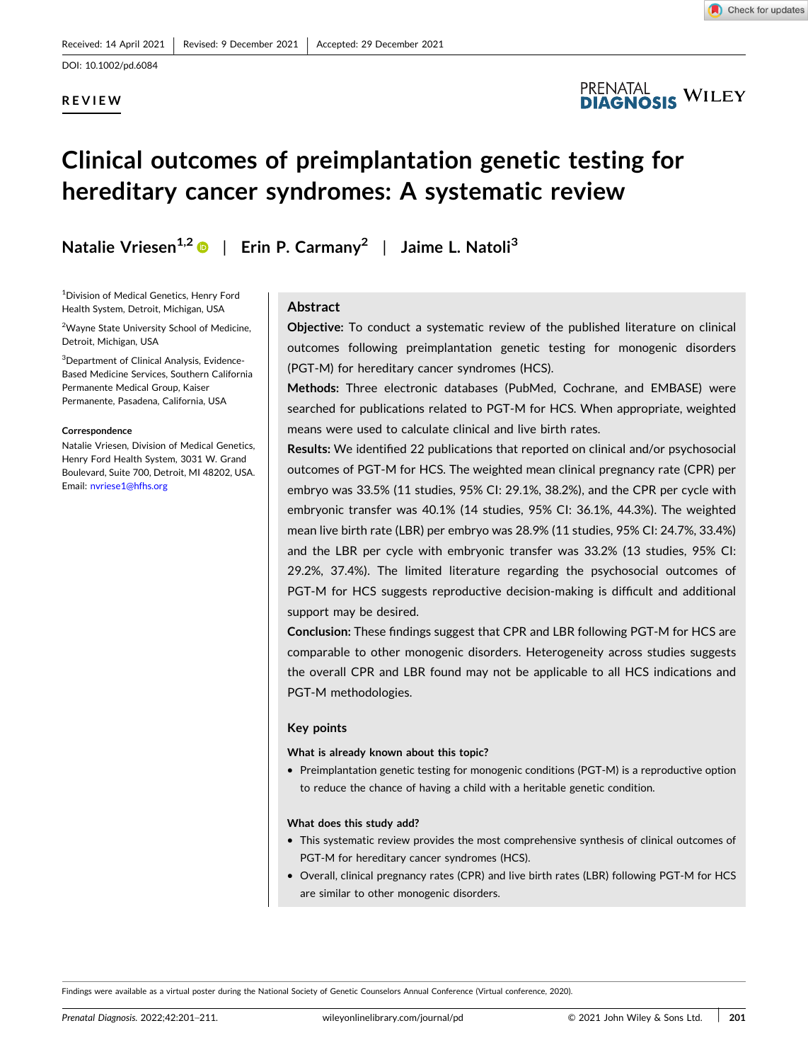Received: 14 April 2021 | Revised: 9 December 2021 | Accepted: 29 December 2021

DOI: 10.1002/pd.6084

**REVIEW**

# Clinical outcomes of preimplantation genetic testing for hereditary cancer syndromes: A systematic review

**Natalie Vriesen**[1,2] | **Erin P. Carmany**[2] | **Jaime L. Natoli**[3]

[1]Division of Medical Genetics, Henry Ford Health System, Detroit, Michigan, USA

[2]Wayne State University School of Medicine, Detroit, Michigan, USA

[3]Department of Clinical Analysis, Evidence-Based Medicine Services, Southern California Permanente Medical Group, Kaiser Permanente, Pasadena, California, USA

**Correspondence**

Natalie Vriesen, Division of Medical Genetics, Henry Ford Health System, 3031 W. Grand Boulevard, Suite 700, Detroit, MI 48202, USA.
Email: nvriese1@hfhs.org

## Abstract

**Objective:** To conduct a systematic review of the published literature on clinical outcomes following preimplantation genetic testing for monogenic disorders (PGT-M) for hereditary cancer syndromes (HCS).

**Methods:** Three electronic databases (PubMed, Cochrane, and EMBASE) were searched for publications related to PGT-M for HCS. When appropriate, weighted means were used to calculate clinical and live birth rates.

**Results:** We identified 22 publications that reported on clinical and/or psychosocial outcomes of PGT-M for HCS. The weighted mean clinical pregnancy rate (CPR) per embryo was 33.5% (11 studies, 95% CI: 29.1%, 38.2%), and the CPR per cycle with embryonic transfer was 40.1% (14 studies, 95% CI: 36.1%, 44.3%). The weighted mean live birth rate (LBR) per embryo was 28.9% (11 studies, 95% CI: 24.7%, 33.4%) and the LBR per cycle with embryonic transfer was 33.2% (13 studies, 95% CI: 29.2%, 37.4%). The limited literature regarding the psychosocial outcomes of PGT-M for HCS suggests reproductive decision-making is difficult and additional support may be desired.

**Conclusion:** These findings suggest that CPR and LBR following PGT-M for HCS are comparable to other monogenic disorders. Heterogeneity across studies suggests the overall CPR and LBR found may not be applicable to all HCS indications and PGT-M methodologies.

### Key points

**What is already known about this topic?**

- Preimplantation genetic testing for monogenic conditions (PGT-M) is a reproductive option to reduce the chance of having a child with a heritable genetic condition.

**What does this study add?**

- This systematic review provides the most comprehensive synthesis of clinical outcomes of PGT-M for hereditary cancer syndromes (HCS).
- Overall, clinical pregnancy rates (CPR) and live birth rates (LBR) following PGT-M for HCS are similar to other monogenic disorders.

Findings were available as a virtual poster during the National Society of Genetic Counselors Annual Conference (Virtual conference, 2020).

© 2021 John Wiley & Sons Ltd.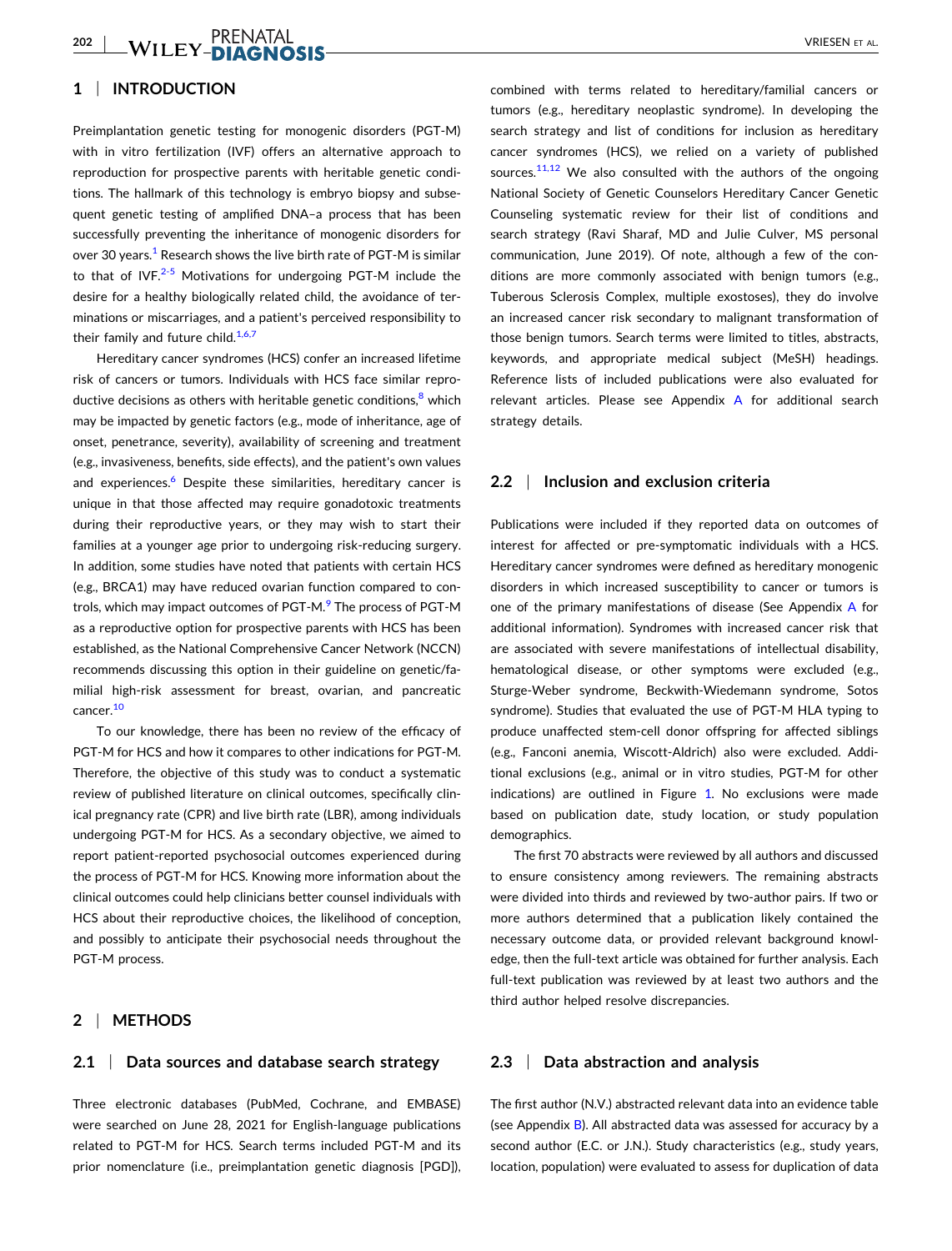## 1 | INTRODUCTION

Preimplantation genetic testing for monogenic disorders (PGT-M) with in vitro fertilization (IVF) offers an alternative approach to reproduction for prospective parents with heritable genetic conditions. The hallmark of this technology is embryo biopsy and subsequent genetic testing of amplified DNA–a process that has been successfully preventing the inheritance of monogenic disorders for over 30 years.[1] Research shows the live birth rate of PGT-M is similar to that of IVF.[2-5] Motivations for undergoing PGT-M include the desire for a healthy biologically related child, the avoidance of terminations or miscarriages, and a patient's perceived responsibility to their family and future child.[1,6,7]

Hereditary cancer syndromes (HCS) confer an increased lifetime risk of cancers or tumors. Individuals with HCS face similar reproductive decisions as others with heritable genetic conditions,[8] which may be impacted by genetic factors (e.g., mode of inheritance, age of onset, penetrance, severity), availability of screening and treatment (e.g., invasiveness, benefits, side effects), and the patient's own values and experiences.[6] Despite these similarities, hereditary cancer is unique in that those affected may require gonadotoxic treatments during their reproductive years, or they may wish to start their families at a younger age prior to undergoing risk-reducing surgery. In addition, some studies have noted that patients with certain HCS (e.g., BRCA1) may have reduced ovarian function compared to controls, which may impact outcomes of PGT-M.[9] The process of PGT-M as a reproductive option for prospective parents with HCS has been established, as the National Comprehensive Cancer Network (NCCN) recommends discussing this option in their guideline on genetic/familial high-risk assessment for breast, ovarian, and pancreatic cancer.[10]

To our knowledge, there has been no review of the efficacy of PGT-M for HCS and how it compares to other indications for PGT-M. Therefore, the objective of this study was to conduct a systematic review of published literature on clinical outcomes, specifically clinical pregnancy rate (CPR) and live birth rate (LBR), among individuals undergoing PGT-M for HCS. As a secondary objective, we aimed to report patient-reported psychosocial outcomes experienced during the process of PGT-M for HCS. Knowing more information about the clinical outcomes could help clinicians better counsel individuals with HCS about their reproductive choices, the likelihood of conception, and possibly to anticipate their psychosocial needs throughout the PGT-M process.

## 2 | METHODS

### 2.1 | Data sources and database search strategy

Three electronic databases (PubMed, Cochrane, and EMBASE) were searched on June 28, 2021 for English-language publications related to PGT-M for HCS. Search terms included PGT-M and its prior nomenclature (i.e., preimplantation genetic diagnosis [PGD]), combined with terms related to hereditary/familial cancers or tumors (e.g., hereditary neoplastic syndrome). In developing the search strategy and list of conditions for inclusion as hereditary cancer syndromes (HCS), we relied on a variety of published sources.[11,12] We also consulted with the authors of the ongoing National Society of Genetic Counselors Hereditary Cancer Genetic Counseling systematic review for their list of conditions and search strategy (Ravi Sharaf, MD and Julie Culver, MS personal communication, June 2019). Of note, although a few of the conditions are more commonly associated with benign tumors (e.g., Tuberous Sclerosis Complex, multiple exostoses), they do involve an increased cancer risk secondary to malignant transformation of those benign tumors. Search terms were limited to titles, abstracts, keywords, and appropriate medical subject (MeSH) headings. Reference lists of included publications were also evaluated for relevant articles. Please see Appendix A for additional search strategy details.

### 2.2 | Inclusion and exclusion criteria

Publications were included if they reported data on outcomes of interest for affected or pre-symptomatic individuals with a HCS. Hereditary cancer syndromes were defined as hereditary monogenic disorders in which increased susceptibility to cancer or tumors is one of the primary manifestations of disease (See Appendix A for additional information). Syndromes with increased cancer risk that are associated with severe manifestations of intellectual disability, hematological disease, or other symptoms were excluded (e.g., Sturge-Weber syndrome, Beckwith-Wiedemann syndrome, Sotos syndrome). Studies that evaluated the use of PGT-M HLA typing to produce unaffected stem-cell donor offspring for affected siblings (e.g., Fanconi anemia, Wiscott-Aldrich) also were excluded. Additional exclusions (e.g., animal or in vitro studies, PGT-M for other indications) are outlined in Figure 1. No exclusions were made based on publication date, study location, or study population demographics.

The first 70 abstracts were reviewed by all authors and discussed to ensure consistency among reviewers. The remaining abstracts were divided into thirds and reviewed by two-author pairs. If two or more authors determined that a publication likely contained the necessary outcome data, or provided relevant background knowledge, then the full-text article was obtained for further analysis. Each full-text publication was reviewed by at least two authors and the third author helped resolve discrepancies.

### 2.3 | Data abstraction and analysis

The first author (N.V.) abstracted relevant data into an evidence table (see Appendix B). All abstracted data was assessed for accuracy by a second author (E.C. or J.N.). Study characteristics (e.g., study years, location, population) were evaluated to assess for duplication of data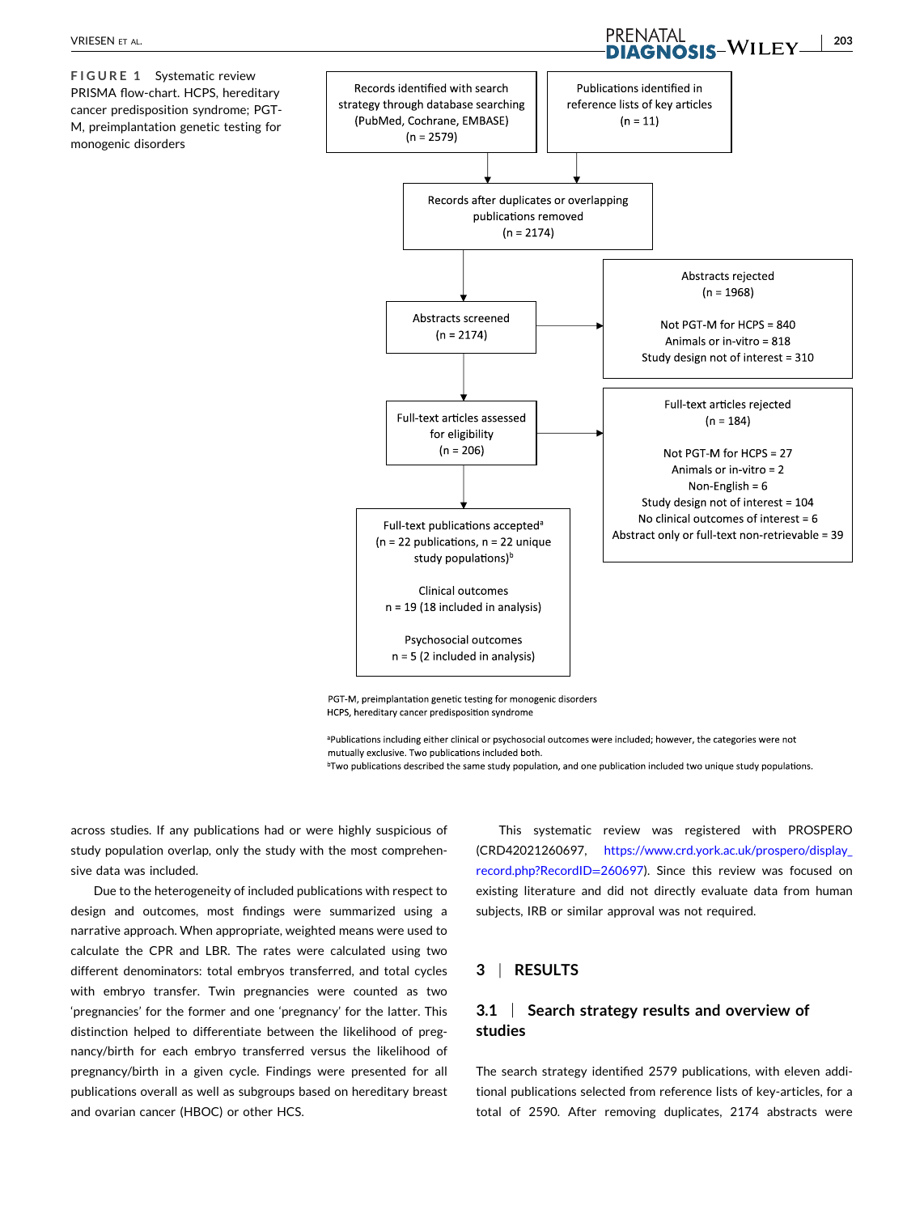**FIGURE 1** Systematic review PRISMA flow-chart. HCPS, hereditary cancer predisposition syndrome; PGT-M, preimplantation genetic testing for monogenic disorders

Records identified with search strategy through database searching (PubMed, Cochrane, EMBASE) (n = 2579)

Publications identified in reference lists of key articles (n = 11)

Records after duplicates or overlapping publications removed (n = 2174)

Abstracts screened (n = 2174)

Abstracts rejected (n = 1968)

Not PGT-M for HCPS = 840
Animals or in-vitro = 818
Study design not of interest = 310

Full-text articles assessed for eligibility (n = 206)

Full-text articles rejected (n = 184)

Not PGT-M for HCPS = 27
Animals or in-vitro = 2
Non-English = 6
Study design not of interest = 104
No clinical outcomes of interest = 6
Abstract only or full-text non-retrievable = 39

Full-text publications accepted[a] (n = 22 publications, n = 22 unique study populations)[b]

Clinical outcomes
n = 19 (18 included in analysis)

Psychosocial outcomes
n = 5 (2 included in analysis)

PGT-M, preimplantation genetic testing for monogenic disorders
HCPS, hereditary cancer predisposition syndrome

[a]Publications including either clinical or psychosocial outcomes were included; however, the categories were not mutually exclusive. Two publications included both.
[b]Two publications described the same study population, and one publication included two unique study populations.

across studies. If any publications had or were highly suspicious of study population overlap, only the study with the most comprehensive data was included.

Due to the heterogeneity of included publications with respect to design and outcomes, most findings were summarized using a narrative approach. When appropriate, weighted means were used to calculate the CPR and LBR. The rates were calculated using two different denominators: total embryos transferred, and total cycles with embryo transfer. Twin pregnancies were counted as two 'pregnancies' for the former and one 'pregnancy' for the latter. This distinction helped to differentiate between the likelihood of pregnancy/birth for each embryo transferred versus the likelihood of pregnancy/birth in a given cycle. Findings were presented for all publications overall as well as subgroups based on hereditary breast and ovarian cancer (HBOC) or other HCS.

This systematic review was registered with PROSPERO (CRD42021260697, https://www.crd.york.ac.uk/prospero/display_record.php?RecordID=260697). Since this review was focused on existing literature and did not directly evaluate data from human subjects, IRB or similar approval was not required.

## 3 | RESULTS

### 3.1 | Search strategy results and overview of studies

The search strategy identified 2579 publications, with eleven additional publications selected from reference lists of key-articles, for a total of 2590. After removing duplicates, 2174 abstracts were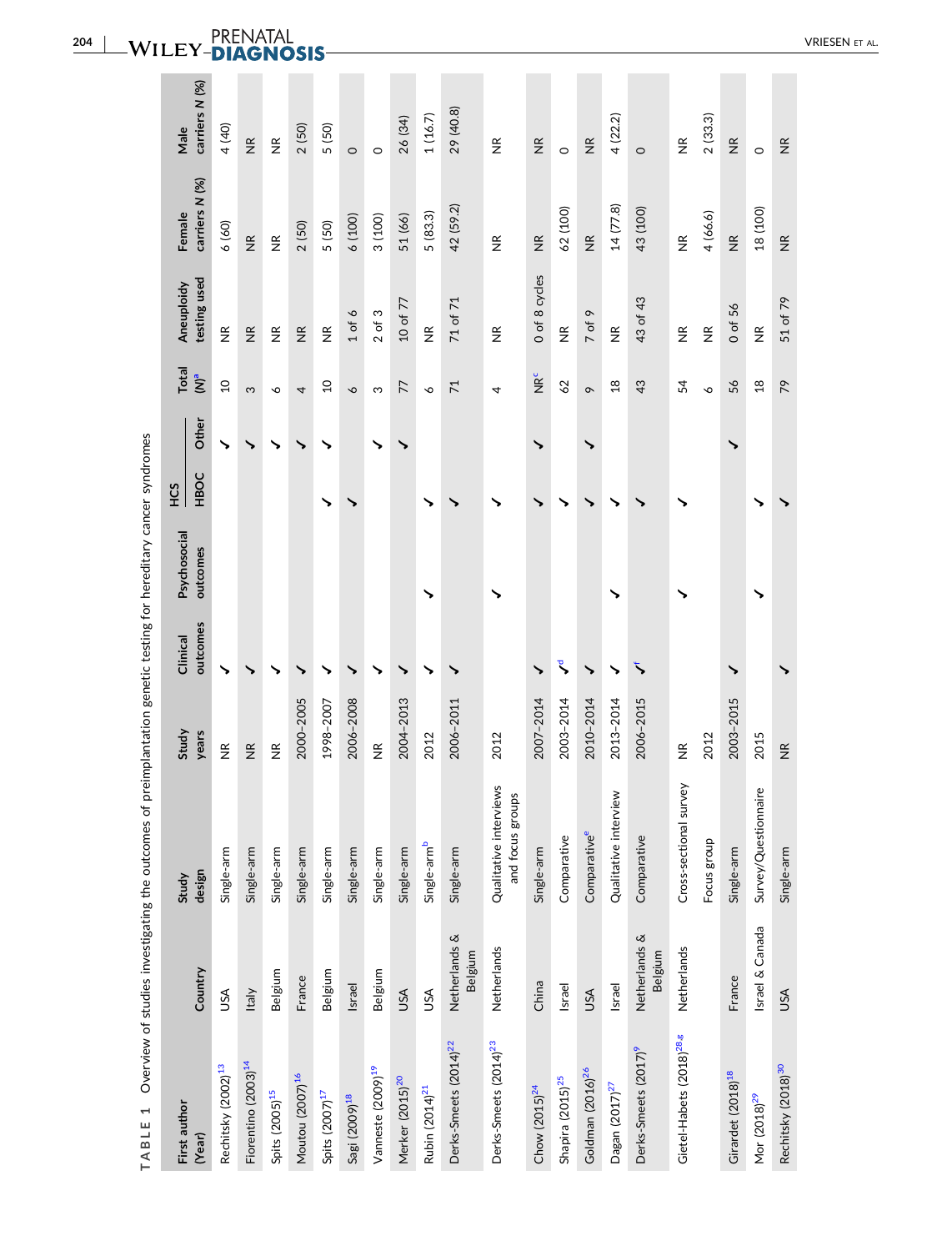**TABLE 1** Overview of studies investigating the outcomes of preimplantation genetic testing for hereditary cancer syndromes

| First author (Year) | Country | Study design | Study years | Clinical outcomes | Psychosocial outcomes | HCS | | Total (N)[a] | Aneuploidy testing used | Female carriers N (%) | Male carriers N (%) |
|---|---|---|---|---|---|---|---|---|---|---|---|
| | | | | | | HBOC | Other | | | | |
| Rechitsky (2002)[13] | USA | Single-arm | NR | ✓ | | | ✓ | 10 | NR | 6 (60) | 4 (40) |
| Fiorentino (2003)[14] | Italy | Single-arm | NR | ✓ | | | ✓ | 3 | NR | NR | NR |
| Spits (2005)[15] | Belgium | Single-arm | NR | ✓ | | | ✓ | 6 | NR | NR | NR |
| Moutou (2007)[16] | France | Single-arm | 2000–2005 | ✓ | | | ✓ | 4 | NR | 2 (50) | 2 (50) |
| Spits (2007)[17] | Belgium | Single-arm | 1998–2007 | ✓ | | ✓ | ✓ | 10 | NR | 5 (50) | 5 (50) |
| Sagi (2009)[18] | Israel | Single-arm | 2006–2008 | ✓ | | ✓ | | 6 | 1 of 6 | 6 (100) | 0 |
| Vanneste (2009)[19] | Belgium | Single-arm | NR | ✓ | | | ✓ | 3 | 2 of 3 | 3 (100) | 0 |
| Merker (2015)[20] | USA | Single-arm | 2004–2013 | ✓ | | | ✓ | 77 | 10 of 77 | 51 (66) | 26 (34) |
| Rubin (2014)[21] | USA | Single-arm[b] | 2012 | ✓ | ✓ | ✓ | | 6 | NR | 5 (83.3) | 1 (16.7) |
| Derks-Smeets (2014)[22] | Netherlands & Belgium | Single-arm | 2006–2011 | ✓ | | ✓ | | 71 | 71 of 71 | 42 (59.2) | 29 (40.8) |
| Derks-Smeets (2014)[23] | Netherlands | Qualitative interviews and focus groups | 2012 | | ✓ | ✓ | | 4 | NR | NR | NR |
| Chow (2015)[24] | China | Single-arm | 2007–2014 | ✓ | | ✓ | ✓ | NR[c] | 0 of 8 cycles | NR | NR |
| Shapira (2015)[25] | Israel | Comparative | 2003–2014 | ✓[d] | | ✓ | | 62 | NR | 62 (100) | 0 |
| Goldman (2016)[26] | USA | Comparative[e] | 2010–2014 | ✓ | | ✓ | ✓ | 9 | 7 of 9 | NR | NR |
| Dagan (2017)[27] | Israel | Qualitative interview | 2013–2014 | ✓ | ✓ | ✓ | | 18 | NR | 14 (77.8) | 4 (22.2) |
| Derks-Smeets (2017)[9] | Netherlands & Belgium | Comparative | 2006–2015 | ✓[f] | | ✓ | | 43 | 43 of 43 | 43 (100) | 0 |
| Gietel-Habets (2018)[28,g] | Netherlands | Cross-sectional survey | NR | | ✓ | ✓ | | 54 | NR | NR | NR |
| | | Focus group | 2012 | | | | | 6 | NR | 4 (66.6) | 2 (33.3) |
| Girardet (2018)[18] | France | Single-arm | 2003–2015 | ✓ | | | ✓ | 56 | 0 of 56 | NR | NR |
| Mor (2018)[29] | Israel & Canada | Survey/Questionnaire | 2015 | | ✓ | ✓ | | 18 | NR | 18 (100) | 0 |
| Rechitsky (2018)[30] | USA | Single-arm | NR | ✓ | | ✓ | | 79 | 51 of 79 | NR | NR |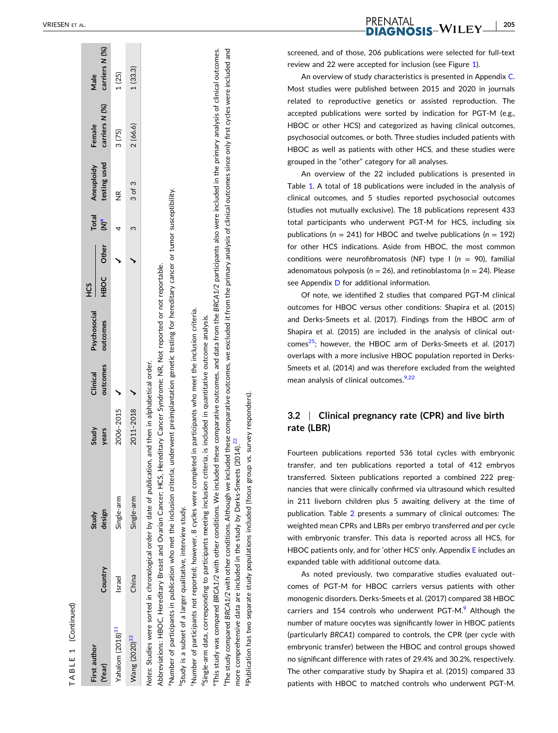TABLE 1 (Continued)

| First author (Year) | Country | Study design | Study years | Clinical outcomes | Psychosocial outcomes | HCS HBOC | HCS Other | Total (N)[a] | Aneuploidy testing used | Female carriers N (%) | Male carriers N (%) |
|---|---|---|---|---|---|---|---|---|---|---|---|
| Yahalom (2018)[31] | Israel | Single-arm | 2006–2015 | ✓ | | | ✓ | 4 | NR | 3 (75) | 1 (25) |
| Wang (2020)[32] | China | Single-arm | 2011–2018 | ✓ | | | ✓ | 3 | 3 of 3 | 2 (66.6) | 1 (33.3) |

*Notes*: Studies were sorted in chronological order by date of publication, and then in alphabetical order.

Abbreviations: HBOC, Hereditary Breast and Ovarian Cancer; HCS, Hereditary Cancer Syndrome; NR, Not reported or not reportable.

[a]Number of participants in publication who met the inclusion criteria; underwent preimplantation genetic testing for hereditary cancer or tumor susceptibility.

[b]Study is a subset of a larger qualitative, interview study.

[c]Number of participants not reported; however, 8 cycles were completed in participants who meet the inclusion criteria.

[d]Single-arm data, corresponding to participants meeting inclusion criteria, is included in quantitative outcome analysis.

[e]This study was compared *BRCA1/2* with other conditions. We included these comparative outcomes, and data from the *BRCA1/2* participants also were included in the primary analysis of clinical outcomes.

[f]The study compared *BRCA1/2* with other conditions. Although we included these comparative outcomes, we excluded it from the primary analysis of clinical outcomes since only first cycles were included and more comprehensive data are included in the study by Derks-Smeets (2014).[22]

[g]Publication has two separate study populations included (focus group vs. survey responders).

screened, and of those, 206 publications were selected for full-text review and 22 were accepted for inclusion (see Figure 1).

An overview of study characteristics is presented in Appendix C. Most studies were published between 2015 and 2020 in journals related to reproductive genetics or assisted reproduction. The accepted publications were sorted by indication for PGT-M (e.g., HBOC or other HCS) and categorized as having clinical outcomes, psychosocial outcomes, or both. Three studies included patients with HBOC as well as patients with other HCS, and these studies were grouped in the "other" category for all analyses.

An overview of the 22 included publications is presented in Table 1. A total of 18 publications were included in the analysis of clinical outcomes, and 5 studies reported psychosocial outcomes (studies not mutually exclusive). The 18 publications represent 433 total participants who underwent PGT-M for HCS, including six publications ($n$ = 241) for HBOC and twelve publications ($n$ = 192) for other HCS indications. Aside from HBOC, the most common conditions were neurofibromatosis (NF) type I ($n$ = 90), familial adenomatous polyposis ($n$ = 26), and retinoblastoma ($n$ = 24). Please see Appendix D for additional information.

Of note, we identified 2 studies that compared PGT-M clinical outcomes for HBOC versus other conditions: Shapira et al. (2015) and Derks-Smeets et al. (2017). Findings from the HBOC arm of Shapira et al. (2015) are included in the analysis of clinical outcomes[25]; however, the HBOC arm of Derks-Smeets et al. (2017) overlaps with a more inclusive HBOC population reported in Derks-Smeets et al. (2014) and was therefore excluded from the weighted mean analysis of clinical outcomes.[9,22]

## 3.2 | Clinical pregnancy rate (CPR) and live birth rate (LBR)

Fourteen publications reported 536 total cycles with embryonic transfer, and ten publications reported a total of 412 embryos transferred. Sixteen publications reported a combined 222 pregnancies that were clinically confirmed via ultrasound which resulted in 211 liveborn children plus 5 awaiting delivery at the time of publication. Table 2 presents a summary of clinical outcomes: The weighted mean CPRs and LBRs per embryo transferred *and* per cycle with embryonic transfer. This data is reported across all HCS, for HBOC patients only, and for 'other HCS' only. Appendix E includes an expanded table with additional outcome data.

As noted previously, two comparative studies evaluated outcomes of PGT-M for HBOC carriers versus patients with other monogenic disorders. Derks-Smeets et al. (2017) compared 38 HBOC carriers and 154 controls who underwent PGT-M.[9] Although the number of mature oocytes was significantly lower in HBOC patients (particularly *BRCA1*) compared to controls, the CPR (per cycle with embryonic transfer) between the HBOC and control groups showed no significant difference with rates of 29.4% and 30.2%, respectively. The other comparative study by Shapira et al. (2015) compared 33 patients with HBOC to matched controls who underwent PGT-M.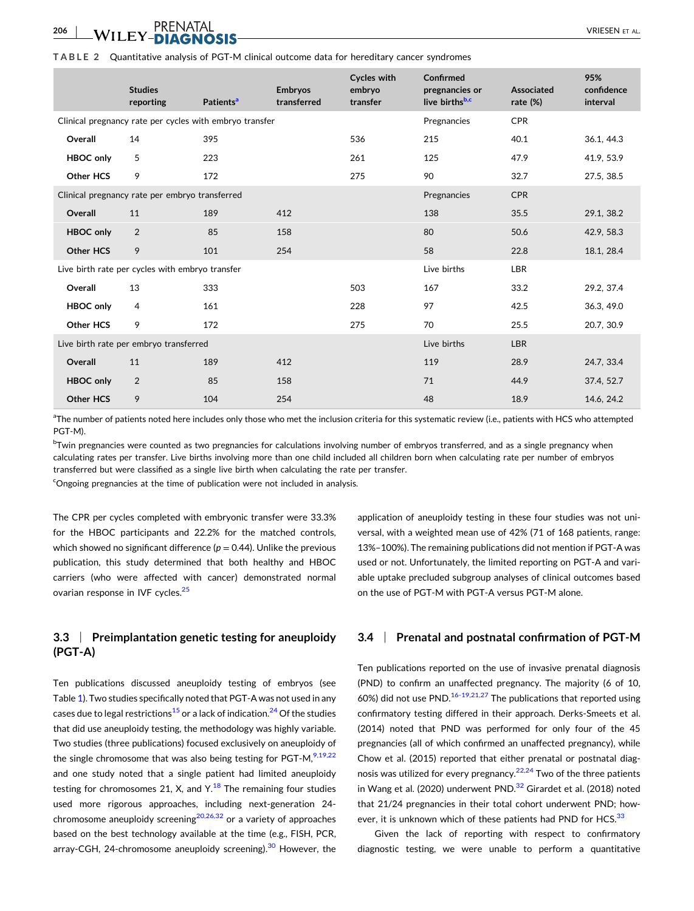**TABLE 2** Quantitative analysis of PGT-M clinical outcome data for hereditary cancer syndromes

| | Studies reporting | Patients[a] | Embryos transferred | Cycles with embryo transfer | Confirmed pregnancies or live births[b,c] | Associated rate (%) | 95% confidence interval |
|---|---|---|---|---|---|---|---|
| Clinical pregnancy rate per cycles with embryo transfer | | | | | Pregnancies | CPR | |
| **Overall** | 14 | 395 | | 536 | 215 | 40.1 | 36.1, 44.3 |
| **HBOC only** | 5 | 223 | | 261 | 125 | 47.9 | 41.9, 53.9 |
| **Other HCS** | 9 | 172 | | 275 | 90 | 32.7 | 27.5, 38.5 |
| Clinical pregnancy rate per embryo transferred | | | | | Pregnancies | CPR | |
| **Overall** | 11 | 189 | 412 | | 138 | 35.5 | 29.1, 38.2 |
| **HBOC only** | 2 | 85 | 158 | | 80 | 50.6 | 42.9, 58.3 |
| **Other HCS** | 9 | 101 | 254 | | 58 | 22.8 | 18.1, 28.4 |
| Live birth rate per cycles with embryo transfer | | | | | Live births | LBR | |
| **Overall** | 13 | 333 | | 503 | 167 | 33.2 | 29.2, 37.4 |
| **HBOC only** | 4 | 161 | | 228 | 97 | 42.5 | 36.3, 49.0 |
| **Other HCS** | 9 | 172 | | 275 | 70 | 25.5 | 20.7, 30.9 |
| Live birth rate per embryo transferred | | | | | Live births | LBR | |
| **Overall** | 11 | 189 | 412 | | 119 | 28.9 | 24.7, 33.4 |
| **HBOC only** | 2 | 85 | 158 | | 71 | 44.9 | 37.4, 52.7 |
| **Other HCS** | 9 | 104 | 254 | | 48 | 18.9 | 14.6, 24.2 |

[a]The number of patients noted here includes only those who met the inclusion criteria for this systematic review (i.e., patients with HCS who attempted PGT-M).

[b]Twin pregnancies were counted as two pregnancies for calculations involving number of embryos transferred, and as a single pregnancy when calculating rates per transfer. Live births involving more than one child included all children born when calculating rate per number of embryos transferred but were classified as a single live birth when calculating the rate per transfer.

[c]Ongoing pregnancies at the time of publication were not included in analysis.

The CPR per cycles completed with embryonic transfer were 33.3% for the HBOC participants and 22.2% for the matched controls, which showed no significant difference ($p = 0.44$). Unlike the previous publication, this study determined that both healthy and HBOC carriers (who were affected with cancer) demonstrated normal ovarian response in IVF cycles.[25]

### 3.3 | Preimplantation genetic testing for aneuploidy (PGT-A)

Ten publications discussed aneuploidy testing of embryos (see Table 1). Two studies specifically noted that PGT-A was not used in any cases due to legal restrictions[15] or a lack of indication.[24] Of the studies that did use aneuploidy testing, the methodology was highly variable. Two studies (three publications) focused exclusively on aneuploidy of the single chromosome that was also being testing for PGT-M,[9,19,22] and one study noted that a single patient had limited aneuploidy testing for chromosomes 21, X, and Y.[18] The remaining four studies used more rigorous approaches, including next-generation 24-chromosome aneuploidy screening[20,26,32] or a variety of approaches based on the best technology available at the time (e.g., FISH, PCR, array-CGH, 24-chromosome aneuploidy screening).[30] However, the application of aneuploidy testing in these four studies was not universal, with a weighted mean use of 42% (71 of 168 patients, range: 13%–100%). The remaining publications did not mention if PGT-A was used or not. Unfortunately, the limited reporting on PGT-A and variable uptake precluded subgroup analyses of clinical outcomes based on the use of PGT-M with PGT-A versus PGT-M alone.

### 3.4 | Prenatal and postnatal confirmation of PGT-M

Ten publications reported on the use of invasive prenatal diagnosis (PND) to confirm an unaffected pregnancy. The majority (6 of 10, 60%) did not use PND.[16–19,21,27] The publications that reported using confirmatory testing differed in their approach. Derks-Smeets et al. (2014) noted that PND was performed for only four of the 45 pregnancies (all of which confirmed an unaffected pregnancy), while Chow et al. (2015) reported that either prenatal or postnatal diagnosis was utilized for every pregnancy.[22,24] Two of the three patients in Wang et al. (2020) underwent PND.[32] Girardet et al. (2018) noted that 21/24 pregnancies in their total cohort underwent PND; however, it is unknown which of these patients had PND for HCS.[33]

Given the lack of reporting with respect to confirmatory diagnostic testing, we were unable to perform a quantitative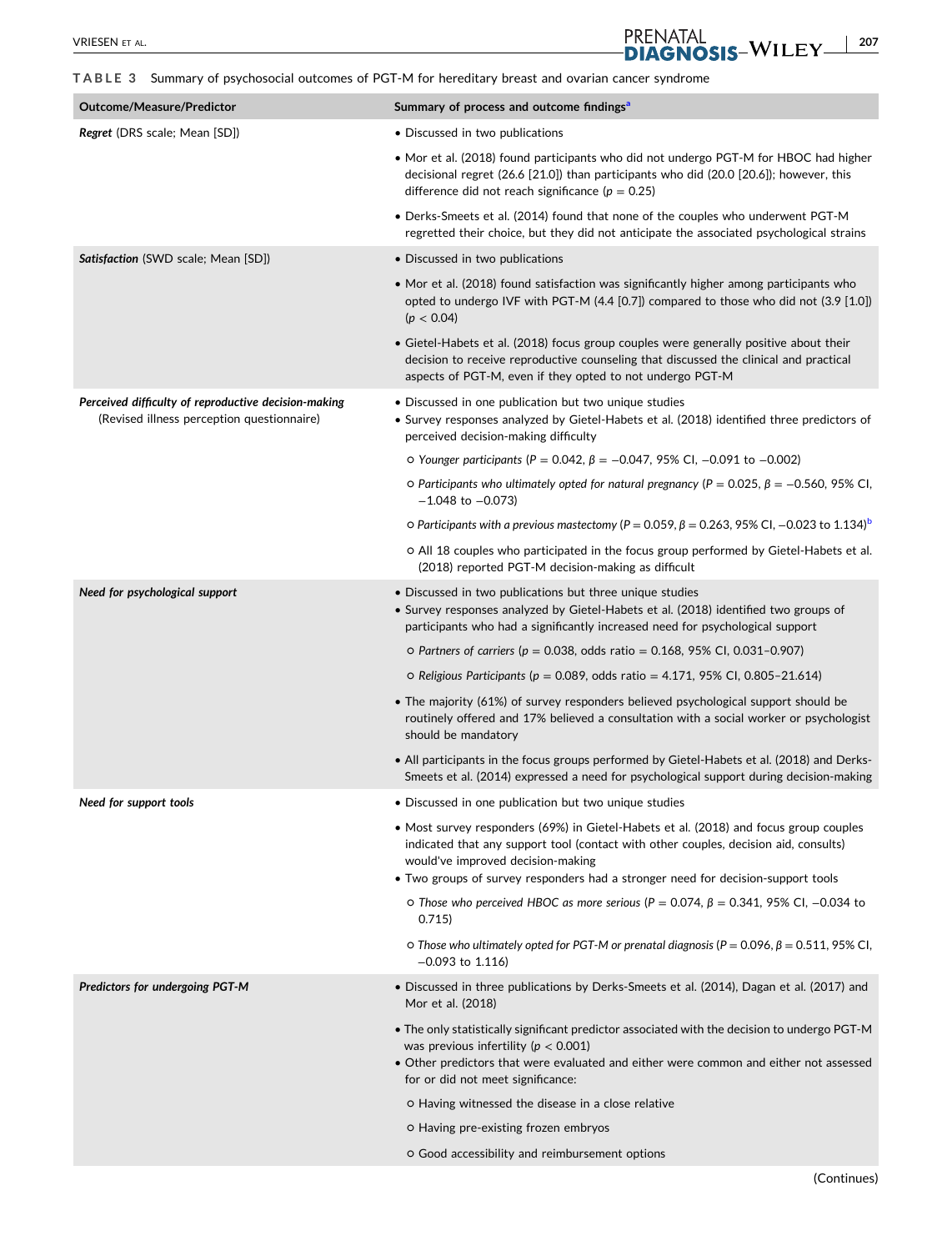**TABLE 3** Summary of psychosocial outcomes of PGT-M for hereditary breast and ovarian cancer syndrome

| Outcome/Measure/Predictor | Summary of process and outcome findings[a] |
|---|---|
| ***Regret*** (DRS scale; Mean [SD]) | • Discussed in two publications |
| | • Mor et al. (2018) found participants who did not undergo PGT-M for HBOC had higher decisional regret (26.6 [21.0]) than participants who did (20.0 [20.6]); however, this difference did not reach significance ($p = 0.25$) |
| | • Derks-Smeets et al. (2014) found that none of the couples who underwent PGT-M regretted their choice, but they did not anticipate the associated psychological strains |
| ***Satisfaction*** (SWD scale; Mean [SD]) | • Discussed in two publications |
| | • Mor et al. (2018) found satisfaction was significantly higher among participants who opted to undergo IVF with PGT-M (4.4 [0.7]) compared to those who did not (3.9 [1.0]) ($p < 0.04$) |
| | • Gietel-Habets et al. (2018) focus group couples were generally positive about their decision to receive reproductive counseling that discussed the clinical and practical aspects of PGT-M, even if they opted to not undergo PGT-M |
| ***Perceived difficulty of reproductive decision-making*** (Revised illness perception questionnaire) | • Discussed in one publication but two unique studies<br>• Survey responses analyzed by Gietel-Habets et al. (2018) identified three predictors of perceived decision-making difficulty |
| | ○ *Younger participants* ($P = 0.042$, $\beta = -0.047$, 95% CI, −0.091 to −0.002) |
| | ○ *Participants who ultimately opted for natural pregnancy* ($P = 0.025$, $\beta = -0.560$, 95% CI, −1.048 to −0.073) |
| | ○ *Participants with a previous mastectomy* ($P = 0.059$, $\beta = 0.263$, 95% CI, −0.023 to 1.134)[b] |
| | ○ All 18 couples who participated in the focus group performed by Gietel-Habets et al. (2018) reported PGT-M decision-making as difficult |
| ***Need for psychological support*** | • Discussed in two publications but three unique studies<br>• Survey responses analyzed by Gietel-Habets et al. (2018) identified two groups of participants who had a significantly increased need for psychological support |
| | ○ *Partners of carriers* ($p = 0.038$, odds ratio = 0.168, 95% CI, 0.031–0.907) |
| | ○ *Religious Participants* ($p = 0.089$, odds ratio = 4.171, 95% CI, 0.805–21.614) |
| | • The majority (61%) of survey responders believed psychological support should be routinely offered and 17% believed a consultation with a social worker or psychologist should be mandatory |
| | • All participants in the focus groups performed by Gietel-Habets et al. (2018) and Derks-Smeets et al. (2014) expressed a need for psychological support during decision-making |
| ***Need for support tools*** | • Discussed in one publication but two unique studies |
| | • Most survey responders (69%) in Gietel-Habets et al. (2018) and focus group couples indicated that any support tool (contact with other couples, decision aid, consults) would've improved decision-making<br>• Two groups of survey responders had a stronger need for decision-support tools |
| | ○ *Those who perceived HBOC as more serious* ($P = 0.074$, $\beta = 0.341$, 95% CI, −0.034 to 0.715) |
| | ○ *Those who ultimately opted for PGT-M or prenatal diagnosis* ($P = 0.096$, $\beta = 0.511$, 95% CI, −0.093 to 1.116) |
| ***Predictors for undergoing PGT-M*** | • Discussed in three publications by Derks-Smeets et al. (2014), Dagan et al. (2017) and Mor et al. (2018) |
| | • The only statistically significant predictor associated with the decision to undergo PGT-M was previous infertility ($p < 0.001$)<br>• Other predictors that were evaluated and either were common and either not assessed for or did not meet significance: |
| | ○ Having witnessed the disease in a close relative |
| | ○ Having pre-existing frozen embryos |
| | ○ Good accessibility and reimbursement options |

(Continues)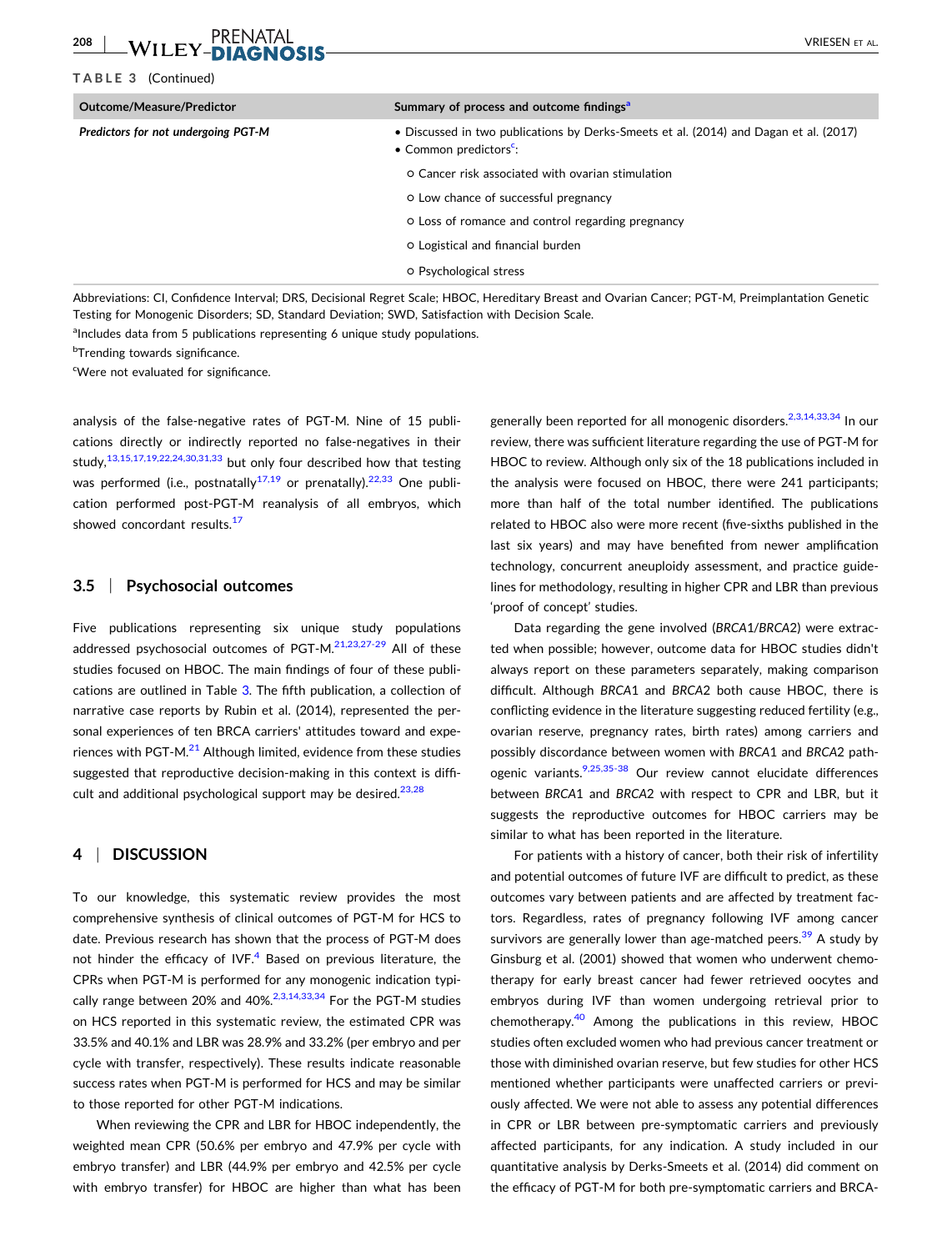**TABLE 3** (Continued)

| Outcome/Measure/Predictor | Summary of process and outcome findings[a] |
|---|---|
| ***Predictors for not undergoing PGT-M*** | • Discussed in two publications by Derks-Smeets et al. (2014) and Dagan et al. (2017) |
| | • Common predictors[c]: |
| | ○ Cancer risk associated with ovarian stimulation |
| | ○ Low chance of successful pregnancy |
| | ○ Loss of romance and control regarding pregnancy |
| | ○ Logistical and financial burden |
| | ○ Psychological stress |

Abbreviations: CI, Confidence Interval; DRS, Decisional Regret Scale; HBOC, Hereditary Breast and Ovarian Cancer; PGT-M, Preimplantation Genetic Testing for Monogenic Disorders; SD, Standard Deviation; SWD, Satisfaction with Decision Scale.

[a]Includes data from 5 publications representing 6 unique study populations.

[b]Trending towards significance.

[c]Were not evaluated for significance.

analysis of the false-negative rates of PGT-M. Nine of 15 publications directly or indirectly reported no false-negatives in their study,[13,15,17,19,22,24,30,31,33] but only four described how that testing was performed (i.e., postnatally[17,19] or prenatally).[22,33] One publication performed post-PGT-M reanalysis of all embryos, which showed concordant results.[17]

### 3.5 | Psychosocial outcomes

Five publications representing six unique study populations addressed psychosocial outcomes of PGT-M.[21,23,27-29] All of these studies focused on HBOC. The main findings of four of these publications are outlined in Table 3. The fifth publication, a collection of narrative case reports by Rubin et al. (2014), represented the personal experiences of ten BRCA carriers' attitudes toward and experiences with PGT-M.[21] Although limited, evidence from these studies suggested that reproductive decision-making in this context is difficult and additional psychological support may be desired.[23,28]

## 4 | DISCUSSION

To our knowledge, this systematic review provides the most comprehensive synthesis of clinical outcomes of PGT-M for HCS to date. Previous research has shown that the process of PGT-M does not hinder the efficacy of IVF.[4] Based on previous literature, the CPRs when PGT-M is performed for any monogenic indication typically range between 20% and 40%.[2,3,14,33,34] For the PGT-M studies on HCS reported in this systematic review, the estimated CPR was 33.5% and 40.1% and LBR was 28.9% and 33.2% (per embryo and per cycle with transfer, respectively). These results indicate reasonable success rates when PGT-M is performed for HCS and may be similar to those reported for other PGT-M indications.

When reviewing the CPR and LBR for HBOC independently, the weighted mean CPR (50.6% per embryo and 47.9% per cycle with embryo transfer) and LBR (44.9% per embryo and 42.5% per cycle with embryo transfer) for HBOC are higher than what has been generally been reported for all monogenic disorders.[2,3,14,33,34] In our review, there was sufficient literature regarding the use of PGT-M for HBOC to review. Although only six of the 18 publications included in the analysis were focused on HBOC, there were 241 participants; more than half of the total number identified. The publications related to HBOC also were more recent (five-sixths published in the last six years) and may have benefited from newer amplification technology, concurrent aneuploidy assessment, and practice guidelines for methodology, resulting in higher CPR and LBR than previous 'proof of concept' studies.

Data regarding the gene involved (*BRCA*1/*BRCA*2) were extracted when possible; however, outcome data for HBOC studies didn't always report on these parameters separately, making comparison difficult. Although *BRCA*1 and *BRCA*2 both cause HBOC, there is conflicting evidence in the literature suggesting reduced fertility (e.g., ovarian reserve, pregnancy rates, birth rates) among carriers and possibly discordance between women with *BRCA*1 and *BRCA*2 pathogenic variants.[9,25,35-38] Our review cannot elucidate differences between *BRCA*1 and *BRCA*2 with respect to CPR and LBR, but it suggests the reproductive outcomes for HBOC carriers may be similar to what has been reported in the literature.

For patients with a history of cancer, both their risk of infertility and potential outcomes of future IVF are difficult to predict, as these outcomes vary between patients and are affected by treatment factors. Regardless, rates of pregnancy following IVF among cancer survivors are generally lower than age-matched peers.[39] A study by Ginsburg et al. (2001) showed that women who underwent chemotherapy for early breast cancer had fewer retrieved oocytes and embryos during IVF than women undergoing retrieval prior to chemotherapy.[40] Among the publications in this review, HBOC studies often excluded women who had previous cancer treatment or those with diminished ovarian reserve, but few studies for other HCS mentioned whether participants were unaffected carriers or previously affected. We were not able to assess any potential differences in CPR or LBR between pre-symptomatic carriers and previously affected participants, for any indication. A study included in our quantitative analysis by Derks-Smeets et al. (2014) did comment on the efficacy of PGT-M for both pre-symptomatic carriers and BRCA-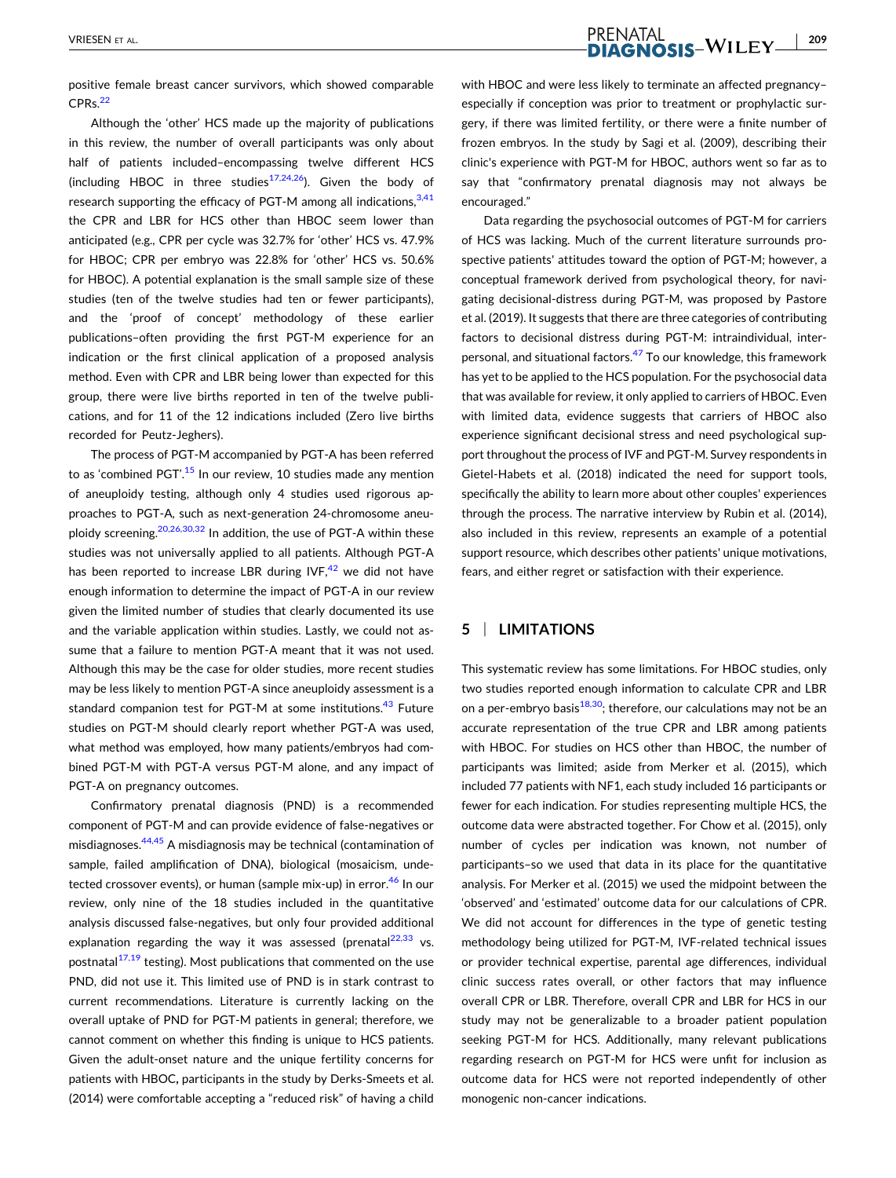positive female breast cancer survivors, which showed comparable CPRs.[22]

Although the 'other' HCS made up the majority of publications in this review, the number of overall participants was only about half of patients included–encompassing twelve different HCS (including HBOC in three studies[17,24,26]). Given the body of research supporting the efficacy of PGT-M among all indications,[3,41] the CPR and LBR for HCS other than HBOC seem lower than anticipated (e.g., CPR per cycle was 32.7% for 'other' HCS vs. 47.9% for HBOC; CPR per embryo was 22.8% for 'other' HCS vs. 50.6% for HBOC). A potential explanation is the small sample size of these studies (ten of the twelve studies had ten or fewer participants), and the 'proof of concept' methodology of these earlier publications–often providing the first PGT-M experience for an indication or the first clinical application of a proposed analysis method. Even with CPR and LBR being lower than expected for this group, there were live births reported in ten of the twelve publications, and for 11 of the 12 indications included (Zero live births recorded for Peutz-Jeghers).

The process of PGT-M accompanied by PGT-A has been referred to as 'combined PGT'.[15] In our review, 10 studies made any mention of aneuploidy testing, although only 4 studies used rigorous approaches to PGT-A, such as next-generation 24-chromosome aneuploidy screening.[20,26,30,32] In addition, the use of PGT-A within these studies was not universally applied to all patients. Although PGT-A has been reported to increase LBR during IVF,[42] we did not have enough information to determine the impact of PGT-A in our review given the limited number of studies that clearly documented its use and the variable application within studies. Lastly, we could not assume that a failure to mention PGT-A meant that it was not used. Although this may be the case for older studies, more recent studies may be less likely to mention PGT-A since aneuploidy assessment is a standard companion test for PGT-M at some institutions.[43] Future studies on PGT-M should clearly report whether PGT-A was used, what method was employed, how many patients/embryos had combined PGT-M with PGT-A versus PGT-M alone, and any impact of PGT-A on pregnancy outcomes.

Confirmatory prenatal diagnosis (PND) is a recommended component of PGT-M and can provide evidence of false-negatives or misdiagnoses.[44,45] A misdiagnosis may be technical (contamination of sample, failed amplification of DNA), biological (mosaicism, undetected crossover events), or human (sample mix-up) in error.[46] In our review, only nine of the 18 studies included in the quantitative analysis discussed false-negatives, but only four provided additional explanation regarding the way it was assessed (prenatal[22,33] vs. postnatal[17,19] testing). Most publications that commented on the use PND, did not use it. This limited use of PND is in stark contrast to current recommendations. Literature is currently lacking on the overall uptake of PND for PGT-M patients in general; therefore, we cannot comment on whether this finding is unique to HCS patients. Given the adult-onset nature and the unique fertility concerns for patients with HBOC, participants in the study by Derks-Smeets et al. (2014) were comfortable accepting a "reduced risk" of having a child with HBOC and were less likely to terminate an affected pregnancy–especially if conception was prior to treatment or prophylactic surgery, if there was limited fertility, or there were a finite number of frozen embryos. In the study by Sagi et al. (2009), describing their clinic's experience with PGT-M for HBOC, authors went so far as to say that "confirmatory prenatal diagnosis may not always be encouraged."

Data regarding the psychosocial outcomes of PGT-M for carriers of HCS was lacking. Much of the current literature surrounds prospective patients' attitudes toward the option of PGT-M; however, a conceptual framework derived from psychological theory, for navigating decisional-distress during PGT-M, was proposed by Pastore et al. (2019). It suggests that there are three categories of contributing factors to decisional distress during PGT-M: intraindividual, interpersonal, and situational factors.[47] To our knowledge, this framework has yet to be applied to the HCS population. For the psychosocial data that was available for review, it only applied to carriers of HBOC. Even with limited data, evidence suggests that carriers of HBOC also experience significant decisional stress and need psychological support throughout the process of IVF and PGT-M. Survey respondents in Gietel-Habets et al. (2018) indicated the need for support tools, specifically the ability to learn more about other couples' experiences through the process. The narrative interview by Rubin et al. (2014), also included in this review, represents an example of a potential support resource, which describes other patients' unique motivations, fears, and either regret or satisfaction with their experience.

## 5 | LIMITATIONS

This systematic review has some limitations. For HBOC studies, only two studies reported enough information to calculate CPR and LBR on a per-embryo basis[18,30]; therefore, our calculations may not be an accurate representation of the true CPR and LBR among patients with HBOC. For studies on HCS other than HBOC, the number of participants was limited; aside from Merker et al. (2015), which included 77 patients with NF1, each study included 16 participants or fewer for each indication. For studies representing multiple HCS, the outcome data were abstracted together. For Chow et al. (2015), only number of cycles per indication was known, not number of participants–so we used that data in its place for the quantitative analysis. For Merker et al. (2015) we used the midpoint between the 'observed' and 'estimated' outcome data for our calculations of CPR. We did not account for differences in the type of genetic testing methodology being utilized for PGT-M, IVF-related technical issues or provider technical expertise, parental age differences, individual clinic success rates overall, or other factors that may influence overall CPR or LBR. Therefore, overall CPR and LBR for HCS in our study may not be generalizable to a broader patient population seeking PGT-M for HCS. Additionally, many relevant publications regarding research on PGT-M for HCS were unfit for inclusion as outcome data for HCS were not reported independently of other monogenic non-cancer indications.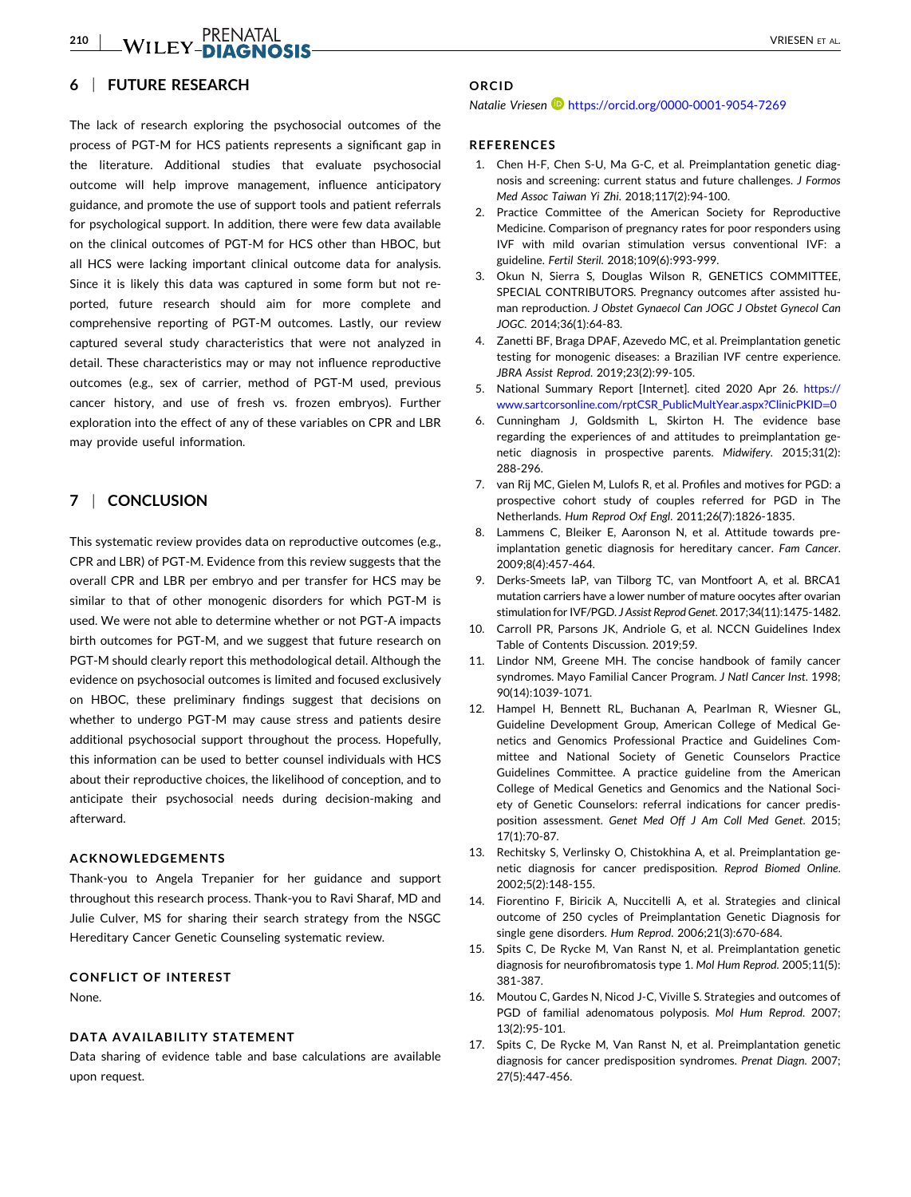## 6 | FUTURE RESEARCH

The lack of research exploring the psychosocial outcomes of the process of PGT-M for HCS patients represents a significant gap in the literature. Additional studies that evaluate psychosocial outcome will help improve management, influence anticipatory guidance, and promote the use of support tools and patient referrals for psychological support. In addition, there were few data available on the clinical outcomes of PGT-M for HCS other than HBOC, but all HCS were lacking important clinical outcome data for analysis. Since it is likely this data was captured in some form but not reported, future research should aim for more complete and comprehensive reporting of PGT-M outcomes. Lastly, our review captured several study characteristics that were not analyzed in detail. These characteristics may or may not influence reproductive outcomes (e.g., sex of carrier, method of PGT-M used, previous cancer history, and use of fresh vs. frozen embryos). Further exploration into the effect of any of these variables on CPR and LBR may provide useful information.

## 7 | CONCLUSION

This systematic review provides data on reproductive outcomes (e.g., CPR and LBR) of PGT-M. Evidence from this review suggests that the overall CPR and LBR per embryo and per transfer for HCS may be similar to that of other monogenic disorders for which PGT-M is used. We were not able to determine whether or not PGT-A impacts birth outcomes for PGT-M, and we suggest that future research on PGT-M should clearly report this methodological detail. Although the evidence on psychosocial outcomes is limited and focused exclusively on HBOC, these preliminary findings suggest that decisions on whether to undergo PGT-M may cause stress and patients desire additional psychosocial support throughout the process. Hopefully, this information can be used to better counsel individuals with HCS about their reproductive choices, the likelihood of conception, and to anticipate their psychosocial needs during decision-making and afterward.

### ACKNOWLEDGEMENTS

Thank-you to Angela Trepanier for her guidance and support throughout this research process. Thank-you to Ravi Sharaf, MD and Julie Culver, MS for sharing their search strategy from the NSGC Hereditary Cancer Genetic Counseling systematic review.

### CONFLICT OF INTEREST

None.

### DATA AVAILABILITY STATEMENT

Data sharing of evidence table and base calculations are available upon request.

### ORCID

*Natalie Vriesen* https://orcid.org/0000-0001-9054-7269

### REFERENCES

1. Chen H-F, Chen S-U, Ma G-C, et al. Preimplantation genetic diagnosis and screening: current status and future challenges. *J Formos Med Assoc Taiwan Yi Zhi*. 2018;117(2):94-100.
2. Practice Committee of the American Society for Reproductive Medicine. Comparison of pregnancy rates for poor responders using IVF with mild ovarian stimulation versus conventional IVF: a guideline. *Fertil Steril*. 2018;109(6):993-999.
3. Okun N, Sierra S, Douglas Wilson R, GENETICS COMMITTEE, SPECIAL CONTRIBUTORS. Pregnancy outcomes after assisted human reproduction. *J Obstet Gynaecol Can JOGC J Obstet Gynecol Can JOGC*. 2014;36(1):64-83.
4. Zanetti BF, Braga DPAF, Azevedo MC, et al. Preimplantation genetic testing for monogenic diseases: a Brazilian IVF centre experience. *JBRA Assist Reprod*. 2019;23(2):99-105.
5. National Summary Report [Internet]. cited 2020 Apr 26. https://www.sartcorsonline.com/rptCSR_PublicMultYear.aspx?ClinicPKID=0
6. Cunningham J, Goldsmith L, Skirton H. The evidence base regarding the experiences of and attitudes to preimplantation genetic diagnosis in prospective parents. *Midwifery*. 2015;31(2):288-296.
7. van Rij MC, Gielen M, Lulofs R, et al. Profiles and motives for PGD: a prospective cohort study of couples referred for PGD in The Netherlands. *Hum Reprod Oxf Engl*. 2011;26(7):1826-1835.
8. Lammens C, Bleiker E, Aaronson N, et al. Attitude towards preimplantation genetic diagnosis for hereditary cancer. *Fam Cancer*. 2009;8(4):457-464.
9. Derks-Smeets IaP, van Tilborg TC, van Montfoort A, et al. BRCA1 mutation carriers have a lower number of mature oocytes after ovarian stimulation for IVF/PGD. *J Assist Reprod Genet*. 2017;34(11):1475-1482.
10. Carroll PR, Parsons JK, Andriole G, et al. NCCN Guidelines Index Table of Contents Discussion. 2019;59.
11. Lindor NM, Greene MH. The concise handbook of family cancer syndromes. Mayo Familial Cancer Program. *J Natl Cancer Inst*. 1998;90(14):1039-1071.
12. Hampel H, Bennett RL, Buchanan A, Pearlman R, Wiesner GL, Guideline Development Group, American College of Medical Genetics and Genomics Professional Practice and Guidelines Committee and National Society of Genetic Counselors Practice Guidelines Committee. A practice guideline from the American College of Medical Genetics and Genomics and the National Society of Genetic Counselors: referral indications for cancer predisposition assessment. *Genet Med Off J Am Coll Med Genet*. 2015;17(1):70-87.
13. Rechitsky S, Verlinsky O, Chistokhina A, et al. Preimplantation genetic diagnosis for cancer predisposition. *Reprod Biomed Online*. 2002;5(2):148-155.
14. Fiorentino F, Biricik A, Nuccitelli A, et al. Strategies and clinical outcome of 250 cycles of Preimplantation Genetic Diagnosis for single gene disorders. *Hum Reprod*. 2006;21(3):670-684.
15. Spits C, De Rycke M, Van Ranst N, et al. Preimplantation genetic diagnosis for neurofibromatosis type 1. *Mol Hum Reprod*. 2005;11(5):381-387.
16. Moutou C, Gardes N, Nicod J-C, Viville S. Strategies and outcomes of PGD of familial adenomatous polyposis. *Mol Hum Reprod*. 2007;13(2):95-101.
17. Spits C, De Rycke M, Van Ranst N, et al. Preimplantation genetic diagnosis for cancer predisposition syndromes. *Prenat Diagn*. 2007;27(5):447-456.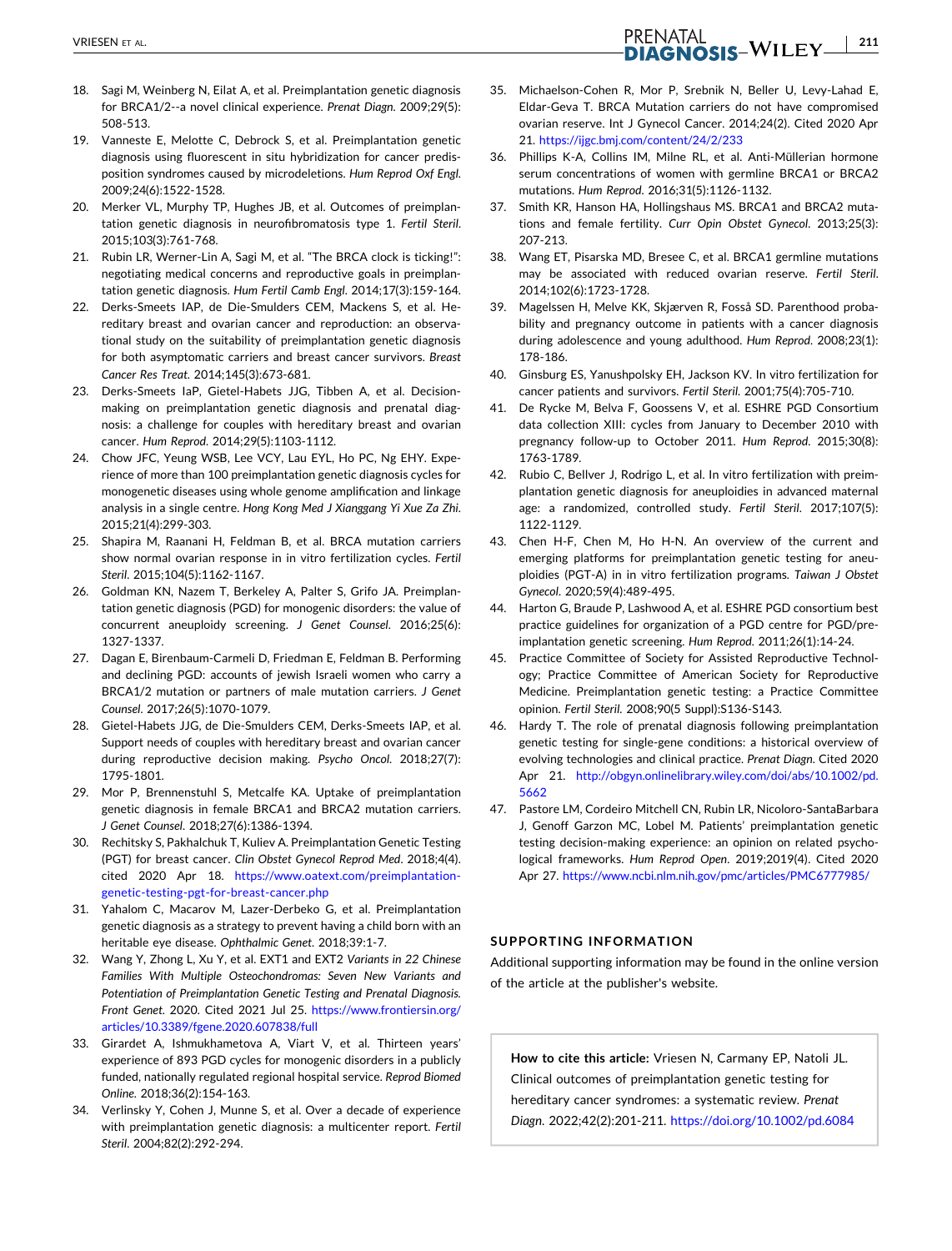18. Sagi M, Weinberg N, Eilat A, et al. Preimplantation genetic diagnosis for BRCA1/2--a novel clinical experience. *Prenat Diagn*. 2009;29(5): 508-513.
19. Vanneste E, Melotte C, Debrock S, et al. Preimplantation genetic diagnosis using fluorescent in situ hybridization for cancer predisposition syndromes caused by microdeletions. *Hum Reprod Oxf Engl*. 2009;24(6):1522-1528.
20. Merker VL, Murphy TP, Hughes JB, et al. Outcomes of preimplantation genetic diagnosis in neurofibromatosis type 1. *Fertil Steril*. 2015;103(3):761-768.
21. Rubin LR, Werner-Lin A, Sagi M, et al. "The BRCA clock is ticking!": negotiating medical concerns and reproductive goals in preimplantation genetic diagnosis. *Hum Fertil Camb Engl*. 2014;17(3):159-164.
22. Derks-Smeets IAP, de Die-Smulders CEM, Mackens S, et al. Hereditary breast and ovarian cancer and reproduction: an observational study on the suitability of preimplantation genetic diagnosis for both asymptomatic carriers and breast cancer survivors. *Breast Cancer Res Treat*. 2014;145(3):673-681.
23. Derks-Smeets IaP, Gietel-Habets JJG, Tibben A, et al. Decision-making on preimplantation genetic diagnosis and prenatal diagnosis: a challenge for couples with hereditary breast and ovarian cancer. *Hum Reprod*. 2014;29(5):1103-1112.
24. Chow JFC, Yeung WSB, Lee VCY, Lau EYL, Ho PC, Ng EHY. Experience of more than 100 preimplantation genetic diagnosis cycles for monogenetic diseases using whole genome amplification and linkage analysis in a single centre. *Hong Kong Med J Xianggang Yi Xue Za Zhi*. 2015;21(4):299-303.
25. Shapira M, Raanani H, Feldman B, et al. BRCA mutation carriers show normal ovarian response in in vitro fertilization cycles. *Fertil Steril*. 2015;104(5):1162-1167.
26. Goldman KN, Nazem T, Berkeley A, Palter S, Grifo JA. Preimplantation genetic diagnosis (PGD) for monogenic disorders: the value of concurrent aneuploidy screening. *J Genet Counsel*. 2016;25(6): 1327-1337.
27. Dagan E, Birenbaum-Carmeli D, Friedman E, Feldman B. Performing and declining PGD: accounts of jewish Israeli women who carry a BRCA1/2 mutation or partners of male mutation carriers. *J Genet Counsel*. 2017;26(5):1070-1079.
28. Gietel-Habets JJG, de Die-Smulders CEM, Derks-Smeets IAP, et al. Support needs of couples with hereditary breast and ovarian cancer during reproductive decision making. *Psycho Oncol*. 2018;27(7): 1795-1801.
29. Mor P, Brennenstuhl S, Metcalfe KA. Uptake of preimplantation genetic diagnosis in female BRCA1 and BRCA2 mutation carriers. *J Genet Counsel*. 2018;27(6):1386-1394.
30. Rechitsky S, Pakhalchuk T, Kuliev A. Preimplantation Genetic Testing (PGT) for breast cancer. *Clin Obstet Gynecol Reprod Med*. 2018;4(4). cited 2020 Apr 18. https://www.oatext.com/preimplantation-genetic-testing-pgt-for-breast-cancer.php
31. Yahalom C, Macarov M, Lazer-Derbeko G, et al. Preimplantation genetic diagnosis as a strategy to prevent having a child born with an heritable eye disease. *Ophthalmic Genet*. 2018;39:1-7.
32. Wang Y, Zhong L, Xu Y, et al. EXT1 and EXT2 *Variants in 22 Chinese Families With Multiple Osteochondromas: Seven New Variants and Potentiation of Preimplantation Genetic Testing and Prenatal Diagnosis. Front Genet*. 2020. Cited 2021 Jul 25. https://www.frontiersin.org/articles/10.3389/fgene.2020.607838/full
33. Girardet A, Ishmukhametova A, Viart V, et al. Thirteen years' experience of 893 PGD cycles for monogenic disorders in a publicly funded, nationally regulated regional hospital service. *Reprod Biomed Online*. 2018;36(2):154-163.
34. Verlinsky Y, Cohen J, Munne S, et al. Over a decade of experience with preimplantation genetic diagnosis: a multicenter report. *Fertil Steril*. 2004;82(2):292-294.
35. Michaelson-Cohen R, Mor P, Srebnik N, Beller U, Levy-Lahad E, Eldar-Geva T. BRCA Mutation carriers do not have compromised ovarian reserve. Int J Gynecol Cancer. 2014;24(2). Cited 2020 Apr 21. https://ijgc.bmj.com/content/24/2/233
36. Phillips K-A, Collins IM, Milne RL, et al. Anti-Müllerian hormone serum concentrations of women with germline BRCA1 or BRCA2 mutations. *Hum Reprod*. 2016;31(5):1126-1132.
37. Smith KR, Hanson HA, Hollingshaus MS. BRCA1 and BRCA2 mutations and female fertility. *Curr Opin Obstet Gynecol*. 2013;25(3): 207-213.
38. Wang ET, Pisarska MD, Bresee C, et al. BRCA1 germline mutations may be associated with reduced ovarian reserve. *Fertil Steril*. 2014;102(6):1723-1728.
39. Magelssen H, Melve KK, Skjærven R, Fosså SD. Parenthood probability and pregnancy outcome in patients with a cancer diagnosis during adolescence and young adulthood. *Hum Reprod*. 2008;23(1): 178-186.
40. Ginsburg ES, Yanushpolsky EH, Jackson KV. In vitro fertilization for cancer patients and survivors. *Fertil Steril*. 2001;75(4):705-710.
41. De Rycke M, Belva F, Goossens V, et al. ESHRE PGD Consortium data collection XIII: cycles from January to December 2010 with pregnancy follow-up to October 2011. *Hum Reprod*. 2015;30(8): 1763-1789.
42. Rubio C, Bellver J, Rodrigo L, et al. In vitro fertilization with preimplantation genetic diagnosis for aneuploidies in advanced maternal age: a randomized, controlled study. *Fertil Steril*. 2017;107(5): 1122-1129.
43. Chen H-F, Chen M, Ho H-N. An overview of the current and emerging platforms for preimplantation genetic testing for aneuploidies (PGT-A) in in vitro fertilization programs. *Taiwan J Obstet Gynecol*. 2020;59(4):489-495.
44. Harton G, Braude P, Lashwood A, et al. ESHRE PGD consortium best practice guidelines for organization of a PGD centre for PGD/preimplantation genetic screening. *Hum Reprod*. 2011;26(1):14-24.
45. Practice Committee of Society for Assisted Reproductive Technology; Practice Committee of American Society for Reproductive Medicine. Preimplantation genetic testing: a Practice Committee opinion. *Fertil Steril*. 2008;90(5 Suppl):S136-S143.
46. Hardy T. The role of prenatal diagnosis following preimplantation genetic testing for single-gene conditions: a historical overview of evolving technologies and clinical practice. *Prenat Diagn*. Cited 2020 Apr 21. http://obgyn.onlinelibrary.wiley.com/doi/abs/10.1002/pd.5662
47. Pastore LM, Cordeiro Mitchell CN, Rubin LR, Nicoloro-SantaBarbara J, Genoff Garzon MC, Lobel M. Patients' preimplantation genetic testing decision-making experience: an opinion on related psychological frameworks. *Hum Reprod Open*. 2019;2019(4). Cited 2020 Apr 27. https://www.ncbi.nlm.nih.gov/pmc/articles/PMC6777985/

## SUPPORTING INFORMATION

Additional supporting information may be found in the online version of the article at the publisher's website.

**How to cite this article:** Vriesen N, Carmany EP, Natoli JL. Clinical outcomes of preimplantation genetic testing for hereditary cancer syndromes: a systematic review. *Prenat Diagn*. 2022;42(2):201-211. https://doi.org/10.1002/pd.6084